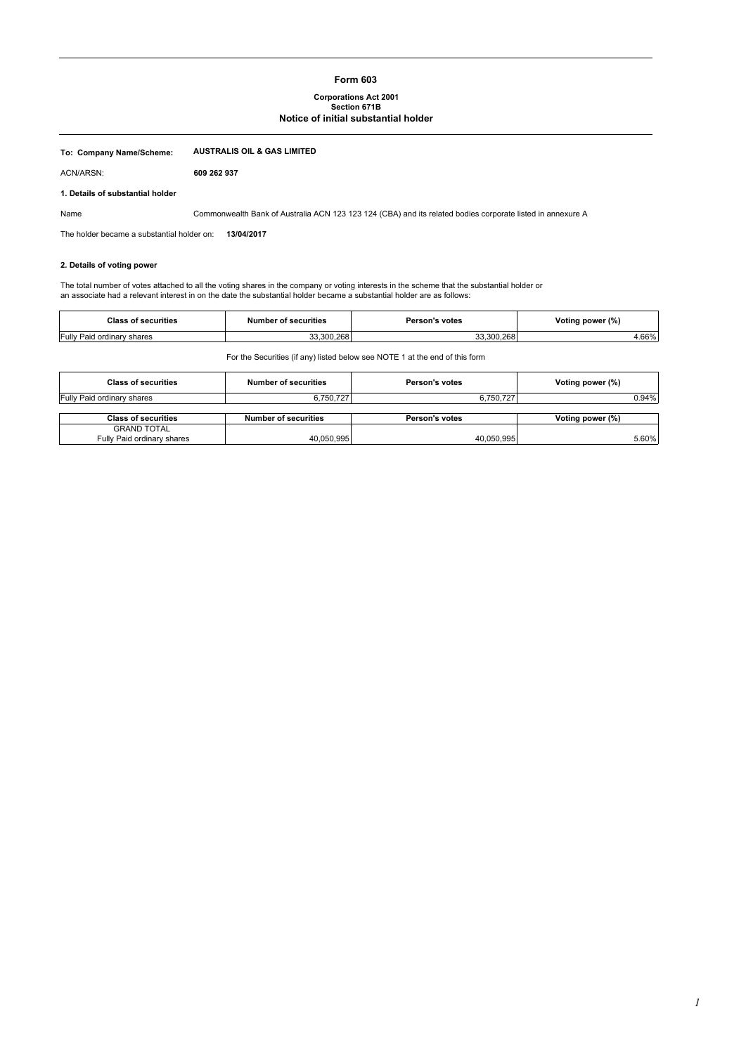# Form 603

**Corporations Act 2001**
**Section 671B**
**Notice of initial substantial holder**

**To: Company Name/Scheme:** **AUSTRALIS OIL & GAS LIMITED**

ACN/ARSN: **609 262 937**

**1. Details of substantial holder**

Name: Commonwealth Bank of Australia ACN 123 123 124 (CBA) and its related bodies corporate listed in annexure A

The holder became a substantial holder on: **13/04/2017**

**2. Details of voting power**

The total number of votes attached to all the voting shares in the company or voting interests in the scheme that the substantial holder or an associate had a relevant interest in on the date the substantial holder became a substantial holder are as follows:

| Class of securities | Number of securities | Person's votes | Voting power (%) |
|---|---|---|---|
| Fully Paid ordinary shares | 33,300,268 | 33,300,268 | 4.66% |

For the Securities (if any) listed below see NOTE 1 at the end of this form

| Class of securities | Number of securities | Person's votes | Voting power (%) |
|---|---|---|---|
| Fully Paid ordinary shares | 6,750,727 | 6,750,727 | 0.94% |

| Class of securities | Number of securities | Person's votes | Voting power (%) |
|---|---|---|---|
| GRAND TOTAL Fully Paid ordinary shares | 40,050,995 | 40,050,995 | 5.60% |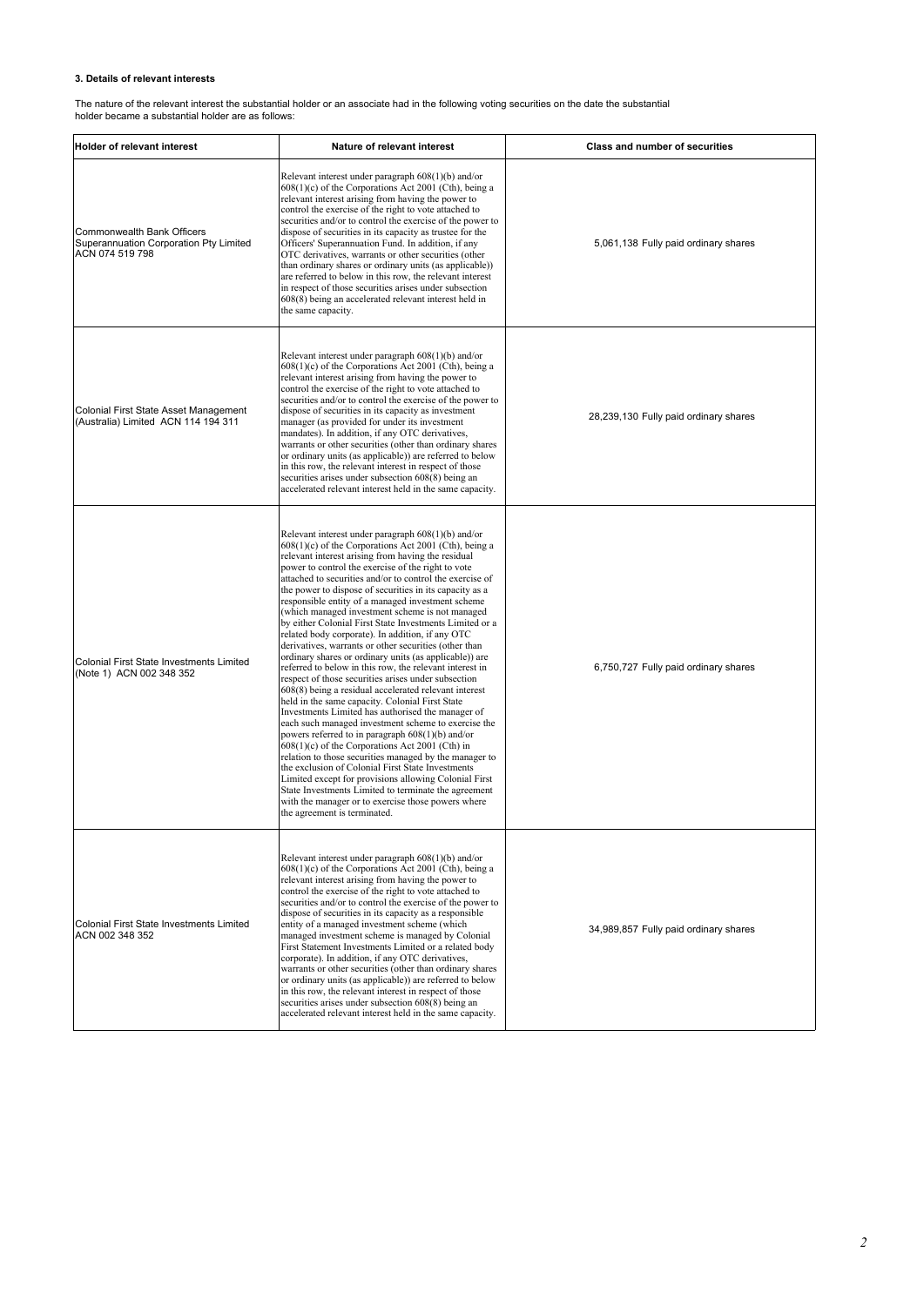### 3. Details of relevant interests

The nature of the relevant interest the substantial holder or an associate had in the following voting securities on the date the substantial holder became a substantial holder are as follows:

| Holder of relevant interest | Nature of relevant interest | Class and number of securities |
|---|---|---|
| Commonwealth Bank Officers Superannuation Corporation Pty Limited ACN 074 519 798 | Relevant interest under paragraph 608(1)(b) and/or 608(1)(c) of the Corporations Act 2001 (Cth), being a relevant interest arising from having the power to control the exercise of the right to vote attached to securities and/or to control the exercise of the power to dispose of securities in its capacity as trustee for the Officers' Superannuation Fund. In addition, if any OTC derivatives, warrants or other securities (other than ordinary shares or ordinary units (as applicable)) are referred to below in this row, the relevant interest in respect of those securities arises under subsection 608(8) being an accelerated relevant interest held in the same capacity. | 5,061,138 Fully paid ordinary shares |
| Colonial First State Asset Management (Australia) Limited ACN 114 194 311 | Relevant interest under paragraph 608(1)(b) and/or 608(1)(c) of the Corporations Act 2001 (Cth), being a relevant interest arising from having the power to control the exercise of the right to vote attached to securities and/or to control the exercise of the power to dispose of securities in its capacity as investment manager (as provided for under its investment mandates). In addition, if any OTC derivatives, warrants or other securities (other than ordinary shares or ordinary units (as applicable)) are referred to below in this row, the relevant interest in respect of those securities arises under subsection 608(8) being an accelerated relevant interest held in the same capacity. | 28,239,130 Fully paid ordinary shares |
| Colonial First State Investments Limited (Note 1) ACN 002 348 352 | Relevant interest under paragraph 608(1)(b) and/or 608(1)(c) of the Corporations Act 2001 (Cth), being a relevant interest arising from having the residual power to control the exercise of the right to vote attached to securities and/or to control the exercise of the power to dispose of securities in its capacity as a responsible entity of a managed investment scheme (which managed investment scheme is not managed by either Colonial First State Investments Limited or a related body corporate). In addition, if any OTC derivatives, warrants or other securities (other than ordinary shares or ordinary units (as applicable)) are referred to below in this row, the relevant interest in respect of those securities arises under subsection 608(8) being a residual accelerated relevant interest held in the same capacity. Colonial First State Investments Limited has authorised the manager of each such managed investment scheme to exercise the powers referred to in paragraph 608(1)(b) and/or 608(1)(c) of the Corporations Act 2001 (Cth) in relation to those securities managed by the manager to the exclusion of Colonial First State Investments Limited except for provisions allowing Colonial First State Investments Limited to terminate the agreement with the manager or to exercise those powers where the agreement is terminated. | 6,750,727 Fully paid ordinary shares |
| Colonial First State Investments Limited ACN 002 348 352 | Relevant interest under paragraph 608(1)(b) and/or 608(1)(c) of the Corporations Act 2001 (Cth), being a relevant interest arising from having the power to control the exercise of the right to vote attached to securities and/or to control the exercise of the power to dispose of securities in its capacity as a responsible entity of a managed investment scheme (which managed investment scheme is managed by Colonial First Statement Investments Limited or a related body corporate). In addition, if any OTC derivatives, warrants or other securities (other than ordinary shares or ordinary units (as applicable)) are referred to below in this row, the relevant interest in respect of those securities arises under subsection 608(8) being an accelerated relevant interest held in the same capacity. | 34,989,857 Fully paid ordinary shares |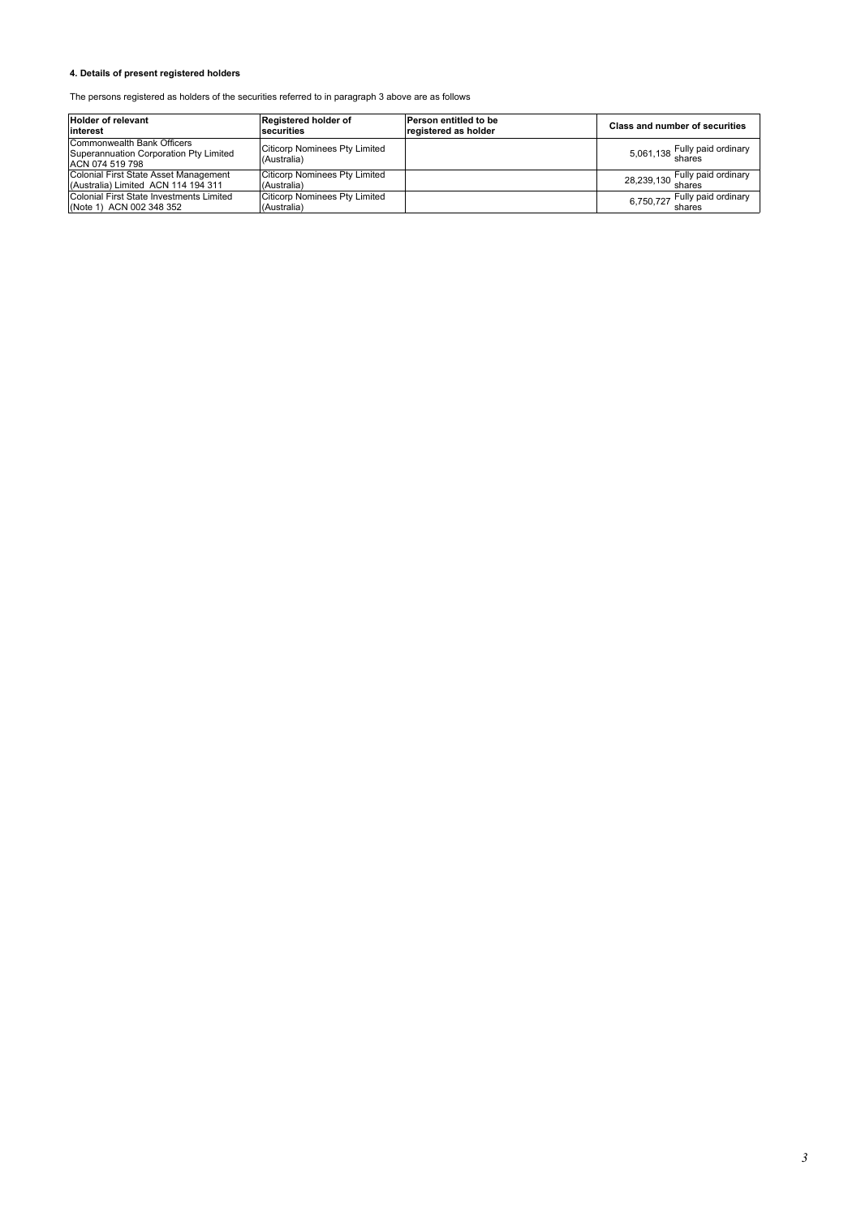#### 4. Details of present registered holders

The persons registered as holders of the securities referred to in paragraph 3 above are as follows

| Holder of relevant interest | Registered holder of securities | Person entitled to be registered as holder | Class and number of securities |
|---|---|---|---|
| Commonwealth Bank Officers Superannuation Corporation Pty Limited ACN 074 519 798 | Citicorp Nominees Pty Limited (Australia) | | 5,061,138 Fully paid ordinary shares |
| Colonial First State Asset Management (Australia) Limited ACN 114 194 311 | Citicorp Nominees Pty Limited (Australia) | | 28,239,130 Fully paid ordinary shares |
| Colonial First State Investments Limited (Note 1) ACN 002 348 352 | Citicorp Nominees Pty Limited (Australia) | | 6,750,727 Fully paid ordinary shares |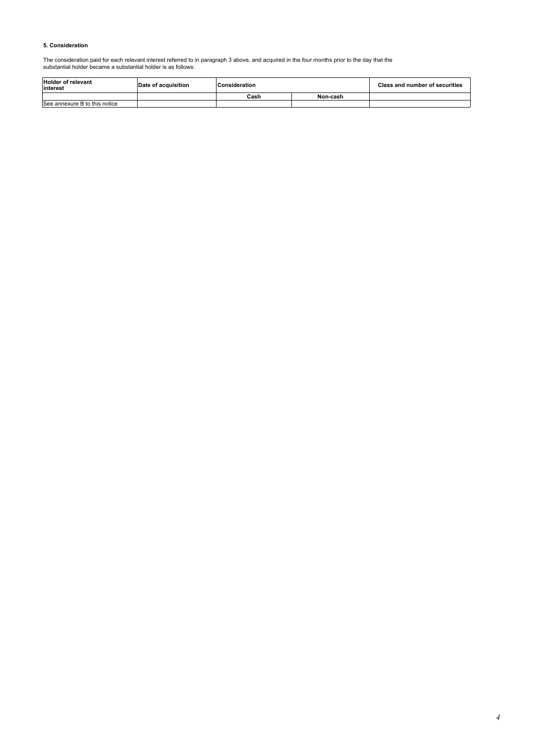#### 5. Consideration

The consideration paid for each relevant interest referred to in paragraph 3 above, and acquired in the four months prior to the day that the substantial holder became a substantial holder is as follows:

| Holder of relevant interest | Date of acquisition | Consideration | | Class and number of securities |
|---|---|---|---|---|
| | | Cash | Non-cash | |
| See annexure B to this notice | | | | |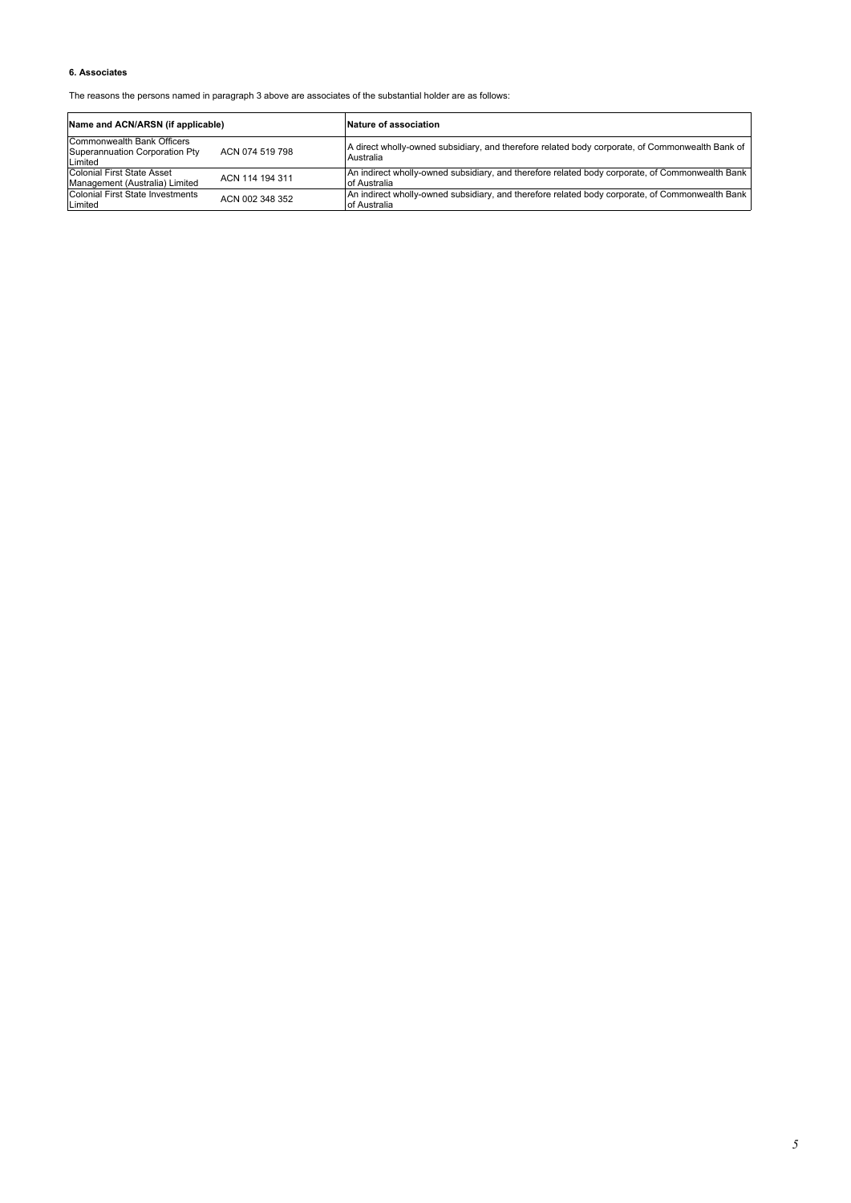**6. Associates**

The reasons the persons named in paragraph 3 above are associates of the substantial holder are as follows:

| Name and ACN/ARSN (if applicable) | | Nature of association |
|---|---|---|
| Commonwealth Bank Officers Superannuation Corporation Pty Limited | ACN 074 519 798 | A direct wholly-owned subsidiary, and therefore related body corporate, of Commonwealth Bank of Australia |
| Colonial First State Asset Management (Australia) Limited | ACN 114 194 311 | An indirect wholly-owned subsidiary, and therefore related body corporate, of Commonwealth Bank of Australia |
| Colonial First State Investments Limited | ACN 002 348 352 | An indirect wholly-owned subsidiary, and therefore related body corporate, of Commonwealth Bank of Australia |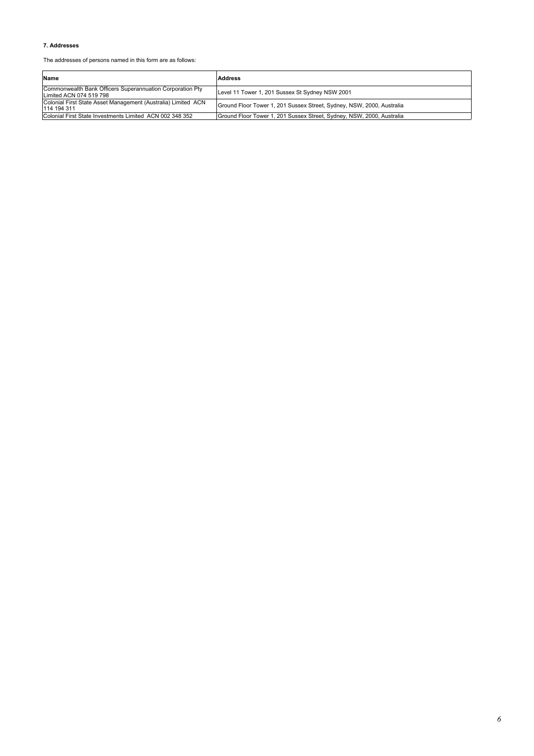**7. Addresses**

The addresses of persons named in this form are as follows:

| Name | Address |
|---|---|
| Commonwealth Bank Officers Superannuation Corporation Pty Limited ACN 074 519 798 | Level 11 Tower 1, 201 Sussex St Sydney NSW 2001 |
| Colonial First State Asset Management (Australia) Limited ACN 114 194 311 | Ground Floor Tower 1, 201 Sussex Street, Sydney, NSW, 2000, Australia |
| Colonial First State Investments Limited ACN 002 348 352 | Ground Floor Tower 1, 201 Sussex Street, Sydney, NSW, 2000, Australia |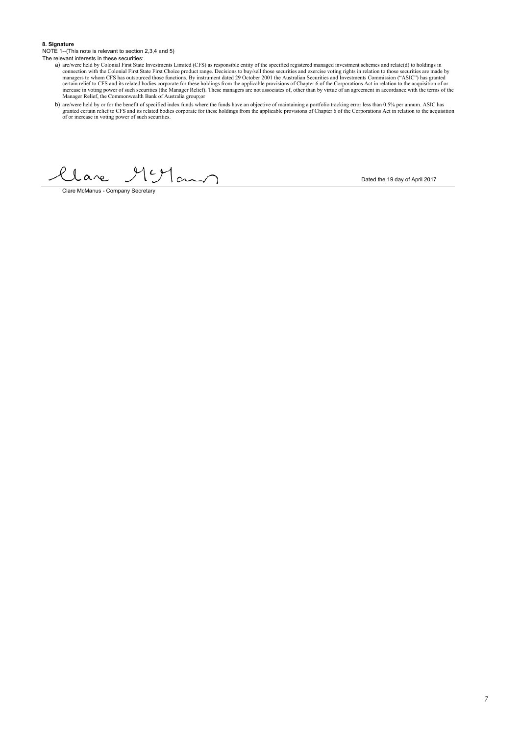**8. Signature**

NOTE 1--(This note is relevant to section 2,3,4 and 5)

The relevant interests in these securities:

a) are/were held by Colonial First State Investments Limited (CFS) as responsible entity of the specified registered managed investment schemes and relate(d) to holdings in connection with the Colonial First State First Choice product range. Decisions to buy/sell those securities and exercise voting rights in relation to those securities are made by managers to whom CFS has outsourced those functions. By instrument dated 29 October 2001 the Australian Securities and Investments Commission ("ASIC") has granted certain relief to CFS and its related bodies corporate for these holdings from the applicable provisions of Chapter 6 of the Corporations Act in relation to the acquisition of or increase in voting power of such securities (the Manager Relief). These managers are not associates of, other than by virtue of an agreement in accordance with the terms of the Manager Relief, the Commonwealth Bank of Australia group;or

b) are/were held by or for the benefit of specified index funds where the funds have an objective of maintaining a portfolio tracking error less than 0.5% per annum. ASIC has granted certain relief to CFS and its related bodies corporate for these holdings from the applicable provisions of Chapter 6 of the Corporations Act in relation to the acquisition of or increase in voting power of such securities.

Clare McManus

Dated the 19 day of April 2017

Clare McManus - Company Secretary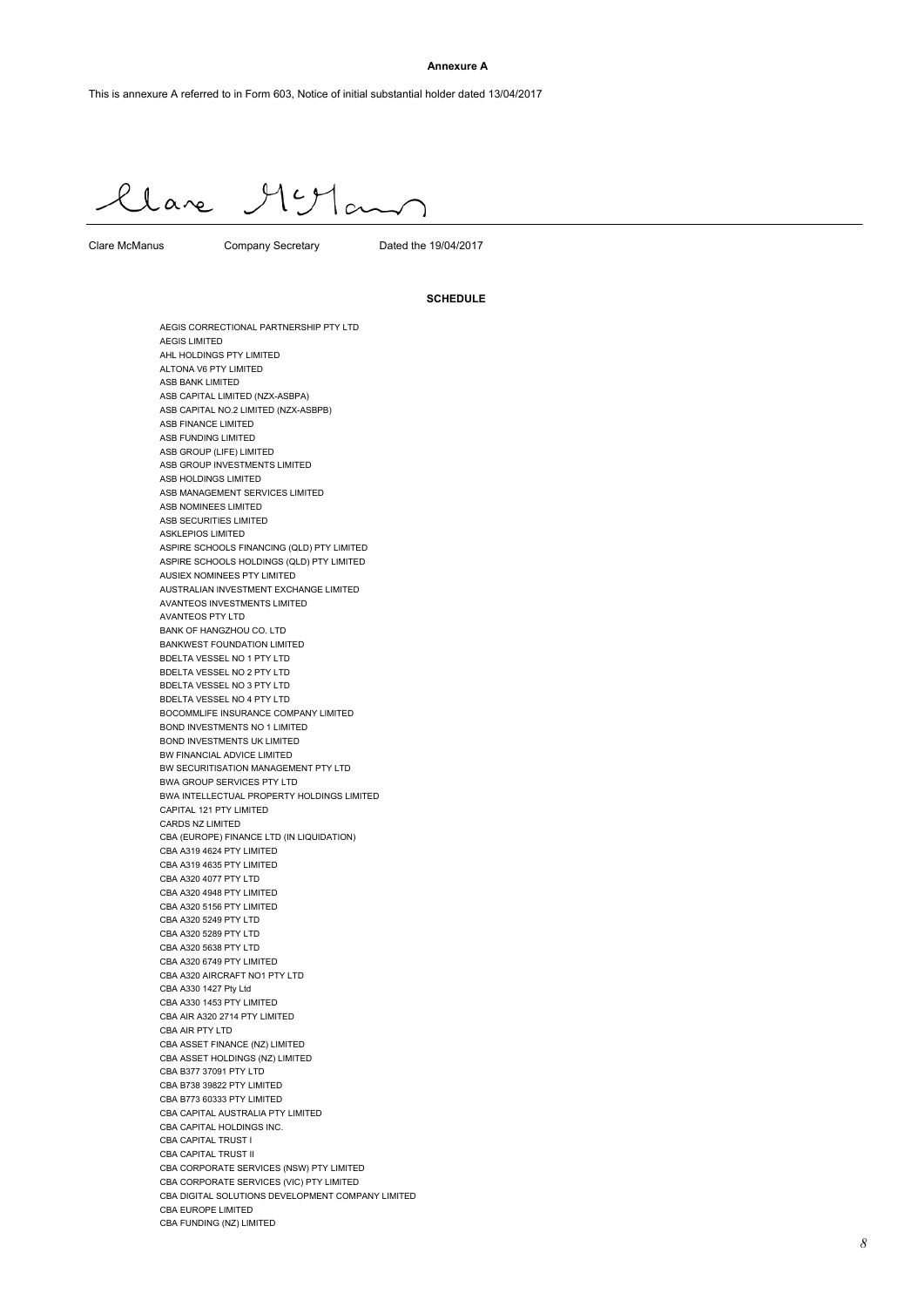**Annexure A**

This is annexure A referred to in Form 603, Notice of initial substantial holder dated 13/04/2017

Clare McManus

Clare McManus | Company Secretary | Dated the 19/04/2017

**SCHEDULE**

AEGIS CORRECTIONAL PARTNERSHIP PTY LTD
AEGIS LIMITED
AHL HOLDINGS PTY LIMITED
ALTONA V6 PTY LIMITED
ASB BANK LIMITED
ASB CAPITAL LIMITED (NZX-ASBPA)
ASB CAPITAL NO.2 LIMITED (NZX-ASBPB)
ASB FINANCE LIMITED
ASB FUNDING LIMITED
ASB GROUP (LIFE) LIMITED
ASB GROUP INVESTMENTS LIMITED
ASB HOLDINGS LIMITED
ASB MANAGEMENT SERVICES LIMITED
ASB NOMINEES LIMITED
ASB SECURITIES LIMITED
ASKLEPIOS LIMITED
ASPIRE SCHOOLS FINANCING (QLD) PTY LIMITED
ASPIRE SCHOOLS HOLDINGS (QLD) PTY LIMITED
AUSIEX NOMINEES PTY LIMITED
AUSTRALIAN INVESTMENT EXCHANGE LIMITED
AVANTEOS INVESTMENTS LIMITED
AVANTEOS PTY LTD
BANK OF HANGZHOU CO. LTD
BANKWEST FOUNDATION LIMITED
BDELTA VESSEL NO 1 PTY LTD
BDELTA VESSEL NO 2 PTY LTD
BDELTA VESSEL NO 3 PTY LTD
BDELTA VESSEL NO 4 PTY LTD
BOCOMMLIFE INSURANCE COMPANY LIMITED
BOND INVESTMENTS NO 1 LIMITED
BOND INVESTMENTS UK LIMITED
BW FINANCIAL ADVICE LIMITED
BW SECURITISATION MANAGEMENT PTY LTD
BWA GROUP SERVICES PTY LTD
BWA INTELLECTUAL PROPERTY HOLDINGS LIMITED
CAPITAL 121 PTY LIMITED
CARDS NZ LIMITED
CBA (EUROPE) FINANCE LTD (IN LIQUIDATION)
CBA A319 4624 PTY LIMITED
CBA A319 4635 PTY LIMITED
CBA A320 4077 PTY LTD
CBA A320 4948 PTY LIMITED
CBA A320 5156 PTY LIMITED
CBA A320 5249 PTY LTD
CBA A320 5289 PTY LTD
CBA A320 5638 PTY LTD
CBA A320 6749 PTY LIMITED
CBA A320 AIRCRAFT NO1 PTY LTD
CBA A330 1427 Pty Ltd
CBA A330 1453 PTY LIMITED
CBA AIR A320 2714 PTY LIMITED
CBA AIR PTY LTD
CBA ASSET FINANCE (NZ) LIMITED
CBA ASSET HOLDINGS (NZ) LIMITED
CBA B377 37091 PTY LTD
CBA B738 39822 PTY LIMITED
CBA B773 60333 PTY LIMITED
CBA CAPITAL AUSTRALIA PTY LIMITED
CBA CAPITAL HOLDINGS INC.
CBA CAPITAL TRUST I
CBA CAPITAL TRUST II
CBA CORPORATE SERVICES (NSW) PTY LIMITED
CBA CORPORATE SERVICES (VIC) PTY LIMITED
CBA DIGITAL SOLUTIONS DEVELOPMENT COMPANY LIMITED
CBA EUROPE LIMITED
CBA FUNDING (NZ) LIMITED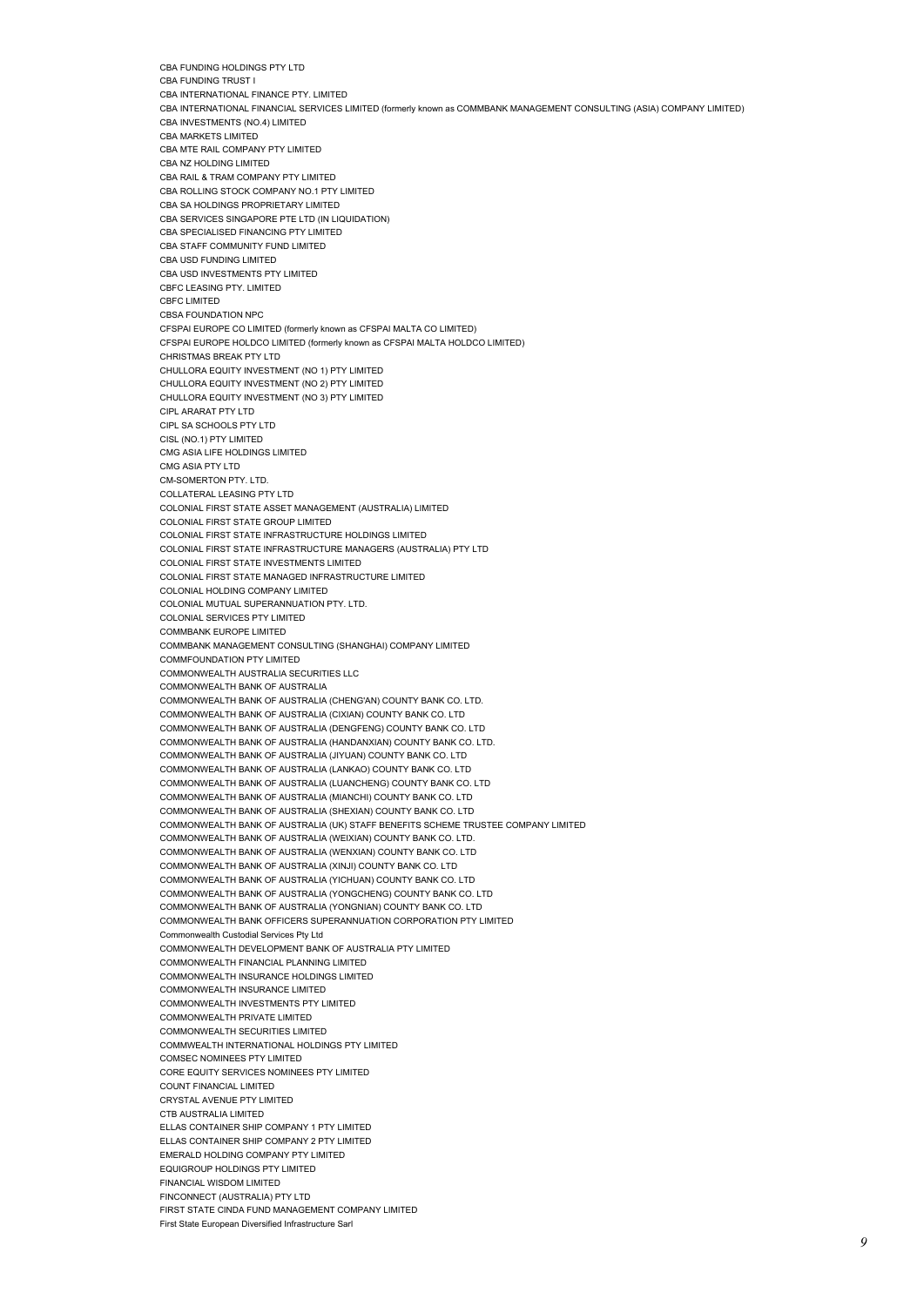CBA FUNDING HOLDINGS PTY LTD
CBA FUNDING TRUST I
CBA INTERNATIONAL FINANCE PTY. LIMITED
CBA INTERNATIONAL FINANCIAL SERVICES LIMITED (formerly known as COMMBANK MANAGEMENT CONSULTING (ASIA) COMPANY LIMITED)
CBA INVESTMENTS (NO.4) LIMITED
CBA MARKETS LIMITED
CBA MTE RAIL COMPANY PTY LIMITED
CBA NZ HOLDING LIMITED
CBA RAIL & TRAM COMPANY PTY LIMITED
CBA ROLLING STOCK COMPANY NO.1 PTY LIMITED
CBA SA HOLDINGS PROPRIETARY LIMITED
CBA SERVICES SINGAPORE PTE LTD (IN LIQUIDATION)
CBA SPECIALISED FINANCING PTY LIMITED
CBA STAFF COMMUNITY FUND LIMITED
CBA USD FUNDING LIMITED
CBA USD INVESTMENTS PTY LIMITED
CBFC LEASING PTY. LIMITED
CBFC LIMITED
CBSA FOUNDATION NPC
CFSPAI EUROPE CO LIMITED (formerly known as CFSPAI MALTA CO LIMITED)
CFSPAI EUROPE HOLDCO LIMITED (formerly known as CFSPAI MALTA HOLDCO LIMITED)
CHRISTMAS BREAK PTY LTD
CHULLORA EQUITY INVESTMENT (NO 1) PTY LIMITED
CHULLORA EQUITY INVESTMENT (NO 2) PTY LIMITED
CHULLORA EQUITY INVESTMENT (NO 3) PTY LIMITED
CIPL ARARAT PTY LTD
CIPL SA SCHOOLS PTY LTD
CISL (NO.1) PTY LIMITED
CMG ASIA LIFE HOLDINGS LIMITED
CMG ASIA PTY LTD
CM-SOMERTON PTY. LTD.
COLLATERAL LEASING PTY LTD
COLONIAL FIRST STATE ASSET MANAGEMENT (AUSTRALIA) LIMITED
COLONIAL FIRST STATE GROUP LIMITED
COLONIAL FIRST STATE INFRASTRUCTURE HOLDINGS LIMITED
COLONIAL FIRST STATE INFRASTRUCTURE MANAGERS (AUSTRALIA) PTY LTD
COLONIAL FIRST STATE INVESTMENTS LIMITED
COLONIAL FIRST STATE MANAGED INFRASTRUCTURE LIMITED
COLONIAL HOLDING COMPANY LIMITED
COLONIAL MUTUAL SUPERANNUATION PTY. LTD.
COLONIAL SERVICES PTY LIMITED
COMMBANK EUROPE LIMITED
COMMBANK MANAGEMENT CONSULTING (SHANGHAI) COMPANY LIMITED
COMMFOUNDATION PTY LIMITED
COMMONWEALTH AUSTRALIA SECURITIES LLC
COMMONWEALTH BANK OF AUSTRALIA
COMMONWEALTH BANK OF AUSTRALIA (CHENG'AN) COUNTY BANK CO. LTD.
COMMONWEALTH BANK OF AUSTRALIA (CIXIAN) COUNTY BANK CO. LTD
COMMONWEALTH BANK OF AUSTRALIA (DENGFENG) COUNTY BANK CO. LTD
COMMONWEALTH BANK OF AUSTRALIA (HANDANXIAN) COUNTY BANK CO. LTD.
COMMONWEALTH BANK OF AUSTRALIA (JIYUAN) COUNTY BANK CO. LTD
COMMONWEALTH BANK OF AUSTRALIA (LANKAO) COUNTY BANK CO. LTD
COMMONWEALTH BANK OF AUSTRALIA (LUANCHENG) COUNTY BANK CO. LTD
COMMONWEALTH BANK OF AUSTRALIA (MIANCHI) COUNTY BANK CO. LTD
COMMONWEALTH BANK OF AUSTRALIA (SHEXIAN) COUNTY BANK CO. LTD
COMMONWEALTH BANK OF AUSTRALIA (UK) STAFF BENEFITS SCHEME TRUSTEE COMPANY LIMITED
COMMONWEALTH BANK OF AUSTRALIA (WEIXIAN) COUNTY BANK CO. LTD.
COMMONWEALTH BANK OF AUSTRALIA (WENXIAN) COUNTY BANK CO. LTD
COMMONWEALTH BANK OF AUSTRALIA (XINJI) COUNTY BANK CO. LTD
COMMONWEALTH BANK OF AUSTRALIA (YICHUAN) COUNTY BANK CO. LTD
COMMONWEALTH BANK OF AUSTRALIA (YONGCHENG) COUNTY BANK CO. LTD
COMMONWEALTH BANK OF AUSTRALIA (YONGNIAN) COUNTY BANK CO. LTD
COMMONWEALTH BANK OFFICERS SUPERANNUATION CORPORATION PTY LIMITED
Commonwealth Custodial Services Pty Ltd
COMMONWEALTH DEVELOPMENT BANK OF AUSTRALIA PTY LIMITED
COMMONWEALTH FINANCIAL PLANNING LIMITED
COMMONWEALTH INSURANCE HOLDINGS LIMITED
COMMONWEALTH INSURANCE LIMITED
COMMONWEALTH INVESTMENTS PTY LIMITED
COMMONWEALTH PRIVATE LIMITED
COMMONWEALTH SECURITIES LIMITED
COMMWEALTH INTERNATIONAL HOLDINGS PTY LIMITED
COMSEC NOMINEES PTY LIMITED
CORE EQUITY SERVICES NOMINEES PTY LIMITED
COUNT FINANCIAL LIMITED
CRYSTAL AVENUE PTY LIMITED
CTB AUSTRALIA LIMITED
ELLAS CONTAINER SHIP COMPANY 1 PTY LIMITED
ELLAS CONTAINER SHIP COMPANY 2 PTY LIMITED
EMERALD HOLDING COMPANY PTY LIMITED
EQUIGROUP HOLDINGS PTY LIMITED
FINANCIAL WISDOM LIMITED
FINCONNECT (AUSTRALIA) PTY LTD
FIRST STATE CINDA FUND MANAGEMENT COMPANY LIMITED
First State European Diversified Infrastructure Sarl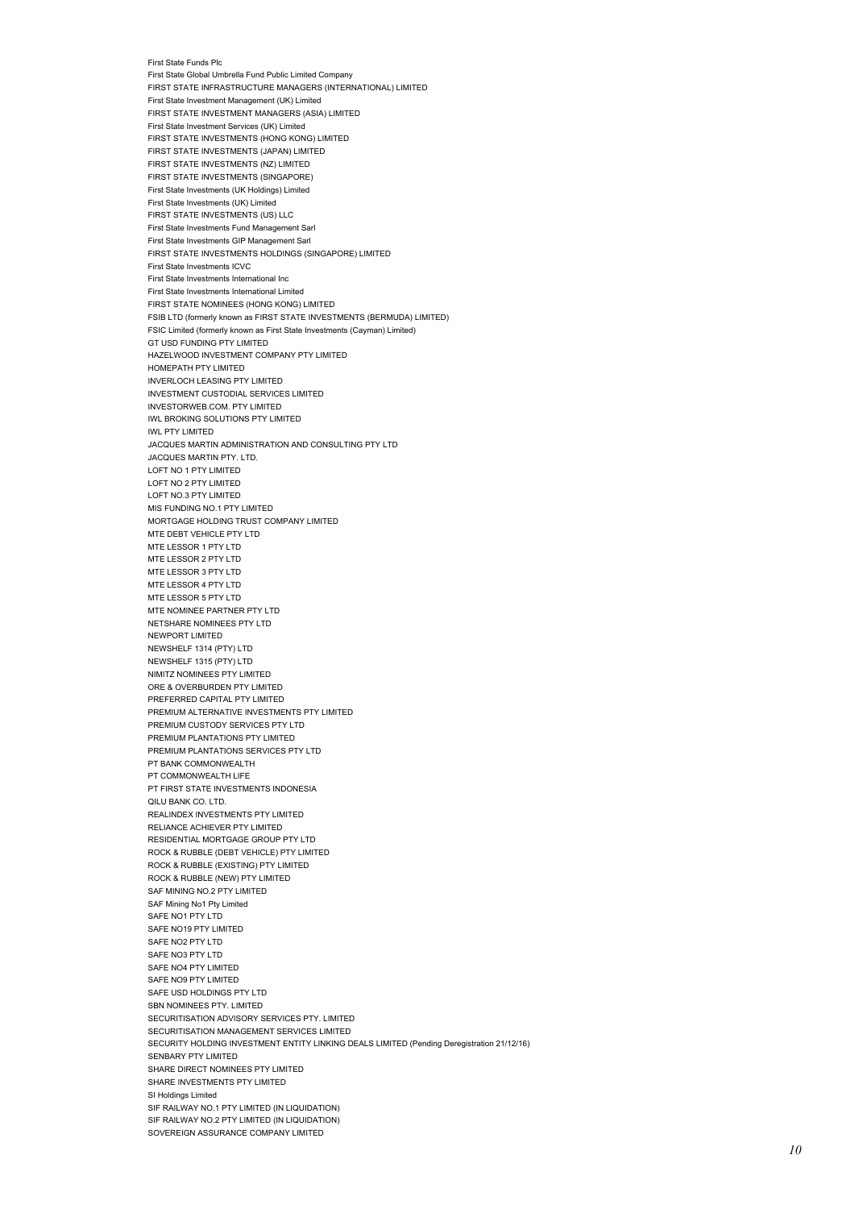First State Funds Plc  
First State Global Umbrella Fund Public Limited Company  
FIRST STATE INFRASTRUCTURE MANAGERS (INTERNATIONAL) LIMITED  
First State Investment Management (UK) Limited  
FIRST STATE INVESTMENT MANAGERS (ASIA) LIMITED  
First State Investment Services (UK) Limited  
FIRST STATE INVESTMENTS (HONG KONG) LIMITED  
FIRST STATE INVESTMENTS (JAPAN) LIMITED  
FIRST STATE INVESTMENTS (NZ) LIMITED  
FIRST STATE INVESTMENTS (SINGAPORE)  
First State Investments (UK Holdings) Limited  
First State Investments (UK) Limited  
FIRST STATE INVESTMENTS (US) LLC  
First State Investments Fund Management Sarl  
First State Investments GIP Management Sarl  
FIRST STATE INVESTMENTS HOLDINGS (SINGAPORE) LIMITED  
First State Investments ICVC  
First State Investments International Inc  
First State Investments International Limited  
FIRST STATE NOMINEES (HONG KONG) LIMITED  
FSIB LTD (formerly known as FIRST STATE INVESTMENTS (BERMUDA) LIMITED)  
FSIC Limited (formerly known as First State Investments (Cayman) Limited)  
GT USD FUNDING PTY LIMITED  
HAZELWOOD INVESTMENT COMPANY PTY LIMITED  
HOMEPATH PTY LIMITED  
INVERLOCH LEASING PTY LIMITED  
INVESTMENT CUSTODIAL SERVICES LIMITED  
INVESTORWEB.COM. PTY LIMITED  
IWL BROKING SOLUTIONS PTY LIMITED  
IWL PTY LIMITED  
JACQUES MARTIN ADMINISTRATION AND CONSULTING PTY LTD  
JACQUES MARTIN PTY. LTD.  
LOFT NO 1 PTY LIMITED  
LOFT NO 2 PTY LIMITED  
LOFT NO.3 PTY LIMITED  
MIS FUNDING NO.1 PTY LIMITED  
MORTGAGE HOLDING TRUST COMPANY LIMITED  
MTE DEBT VEHICLE PTY LTD  
MTE LESSOR 1 PTY LTD  
MTE LESSOR 2 PTY LTD  
MTE LESSOR 3 PTY LTD  
MTE LESSOR 4 PTY LTD  
MTE LESSOR 5 PTY LTD  
MTE NOMINEE PARTNER PTY LTD  
NETSHARE NOMINEES PTY LTD  
NEWPORT LIMITED  
NEWSHELF 1314 (PTY) LTD  
NEWSHELF 1315 (PTY) LTD  
NIMITZ NOMINEES PTY LIMITED  
ORE & OVERBURDEN PTY LIMITED  
PREFERRED CAPITAL PTY LIMITED  
PREMIUM ALTERNATIVE INVESTMENTS PTY LIMITED  
PREMIUM CUSTODY SERVICES PTY LTD  
PREMIUM PLANTATIONS PTY LIMITED  
PREMIUM PLANTATIONS SERVICES PTY LTD  
PT BANK COMMONWEALTH  
PT COMMONWEALTH LIFE  
PT FIRST STATE INVESTMENTS INDONESIA  
QILU BANK CO. LTD.  
REALINDEX INVESTMENTS PTY LIMITED  
RELIANCE ACHIEVER PTY LIMITED  
RESIDENTIAL MORTGAGE GROUP PTY LTD  
ROCK & RUBBLE (DEBT VEHICLE) PTY LIMITED  
ROCK & RUBBLE (EXISTING) PTY LIMITED  
ROCK & RUBBLE (NEW) PTY LIMITED  
SAF MINING NO.2 PTY LIMITED  
SAF Mining No1 Pty Limited  
SAFE NO1 PTY LTD  
SAFE NO19 PTY LIMITED  
SAFE NO2 PTY LTD  
SAFE NO3 PTY LTD  
SAFE NO4 PTY LIMITED  
SAFE NO9 PTY LIMITED  
SAFE USD HOLDINGS PTY LTD  
SBN NOMINEES PTY. LIMITED  
SECURITISATION ADVISORY SERVICES PTY. LIMITED  
SECURITISATION MANAGEMENT SERVICES LIMITED  
SECURITY HOLDING INVESTMENT ENTITY LINKING DEALS LIMITED (Pending Deregistration 21/12/16)  
SENBARY PTY LIMITED  
SHARE DIRECT NOMINEES PTY LIMITED  
SHARE INVESTMENTS PTY LIMITED  
SI Holdings Limited  
SIF RAILWAY NO.1 PTY LIMITED (IN LIQUIDATION)  
SIF RAILWAY NO.2 PTY LIMITED (IN LIQUIDATION)  
SOVEREIGN ASSURANCE COMPANY LIMITED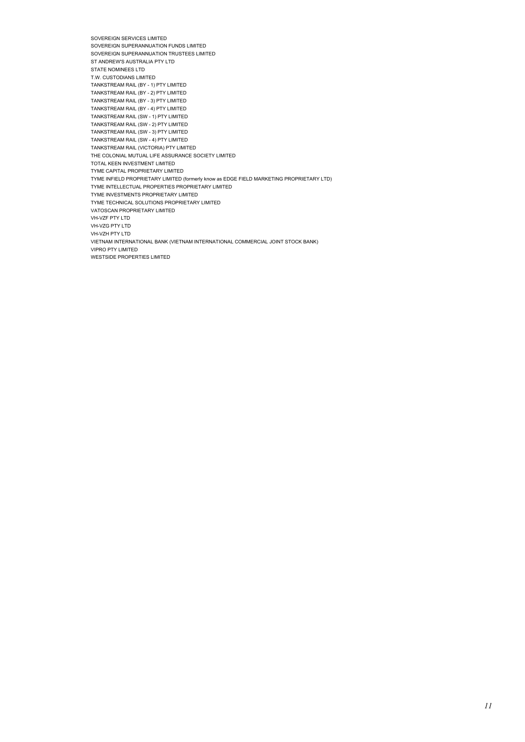SOVEREIGN SERVICES LIMITED
SOVEREIGN SUPERANNUATION FUNDS LIMITED
SOVEREIGN SUPERANNUATION TRUSTEES LIMITED
ST ANDREW'S AUSTRALIA PTY LTD
STATE NOMINEES LTD
T.W. CUSTODIANS LIMITED
TANKSTREAM RAIL (BY - 1) PTY LIMITED
TANKSTREAM RAIL (BY - 2) PTY LIMITED
TANKSTREAM RAIL (BY - 3) PTY LIMITED
TANKSTREAM RAIL (BY - 4) PTY LIMITED
TANKSTREAM RAIL (SW - 1) PTY LIMITED
TANKSTREAM RAIL (SW - 2) PTY LIMITED
TANKSTREAM RAIL (SW - 3) PTY LIMITED
TANKSTREAM RAIL (SW - 4) PTY LIMITED
TANKSTREAM RAIL (VICTORIA) PTY LIMITED
THE COLONIAL MUTUAL LIFE ASSURANCE SOCIETY LIMITED
TOTAL KEEN INVESTMENT LIMITED
TYME CAPITAL PROPRIETARY LIMITED
TYME INFIELD PROPRIETARY LIMITED (formerly know as EDGE FIELD MARKETING PROPRIETARY LTD)
TYME INTELLECTUAL PROPERTIES PROPRIETARY LIMITED
TYME INVESTMENTS PROPRIETARY LIMITED
TYME TECHNICAL SOLUTIONS PROPRIETARY LIMITED
VATOSCAN PROPRIETARY LIMITED
VH-VZF PTY LTD
VH-VZG PTY LTD
VH-VZH PTY LTD
VIETNAM INTERNATIONAL BANK (VIETNAM INTERNATIONAL COMMERCIAL JOINT STOCK BANK)
VIPRO PTY LIMITED
WESTSIDE PROPERTIES LIMITED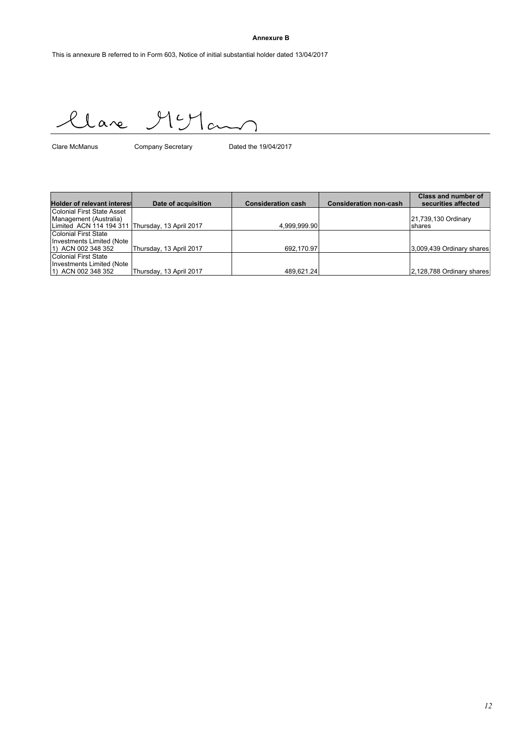**Annexure B**

This is annexure B referred to in Form 603, Notice of initial substantial holder dated 13/04/2017

Clare McManus

Clare McManus Company Secretary Dated the 19/04/2017

| Holder of relevant interest | Date of acquisition | Consideration cash | Consideration non-cash | Class and number of securities affected |
|---|---|---|---|---|
| Colonial First State Asset Management (Australia) Limited ACN 114 194 311 | Thursday, 13 April 2017 | 4,999,999.90 | | 21,739,130 Ordinary shares |
| Colonial First State Investments Limited (Note 1) ACN 002 348 352 | Thursday, 13 April 2017 | 692,170.97 | | 3,009,439 Ordinary shares |
| Colonial First State Investments Limited (Note 1) ACN 002 348 352 | Thursday, 13 April 2017 | 489,621.24 | | 2,128,788 Ordinary shares |